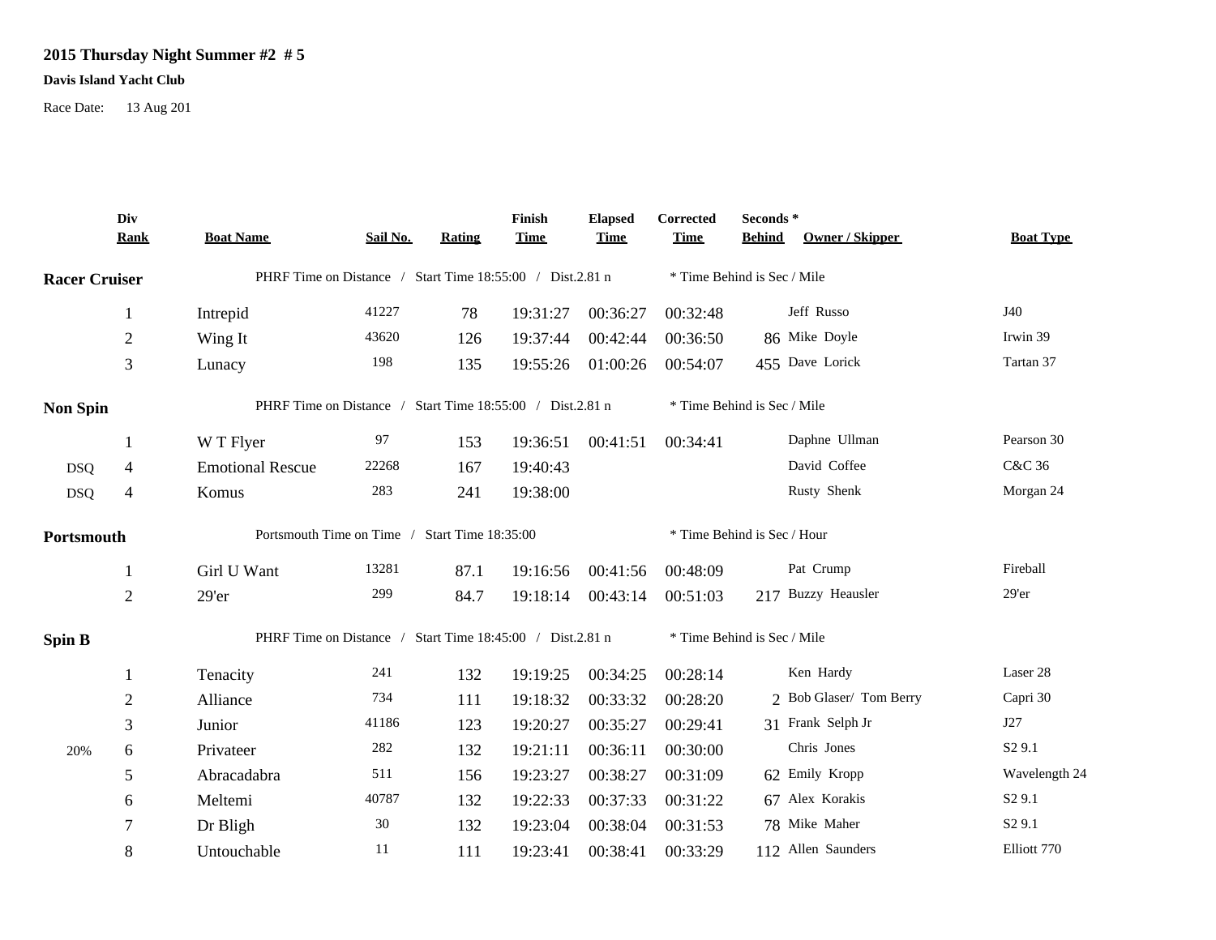**2015 Thursday Night Summer #2 # 5**

**Davis Island Yacht Club**

Race Date: 13 Aug 201

| | Div Rank | Boat Name | Sail No. | Rating | Finish Time | Elapsed Time | Corrected Time | Seconds * Behind | Owner / Skipper | Boat Type |
|---|---|---|---|---|---|---|---|---|---|---|
| **Racer Cruiser** | PHRF Time on Distance / Start Time 18:55:00 / Dist.2.81 n | | | | | | * Time Behind is Sec / Mile | | | |
| | 1 | Intrepid | 41227 | 78 | 19:31:27 | 00:36:27 | 00:32:48 | | Jeff Russo | J40 |
| | 2 | Wing It | 43620 | 126 | 19:37:44 | 00:42:44 | 00:36:50 | 86 | Mike Doyle | Irwin 39 |
| | 3 | Lunacy | 198 | 135 | 19:55:26 | 01:00:26 | 00:54:07 | 455 | Dave Lorick | Tartan 37 |
| **Non Spin** | PHRF Time on Distance / Start Time 18:55:00 / Dist.2.81 n | | | | | | * Time Behind is Sec / Mile | | | |
| | 1 | W T Flyer | 97 | 153 | 19:36:51 | 00:41:51 | 00:34:41 | | Daphne Ullman | Pearson 30 |
| DSQ | 4 | Emotional Rescue | 22268 | 167 | 19:40:43 | | | | David Coffee | C&C 36 |
| DSQ | 4 | Komus | 283 | 241 | 19:38:00 | | | | Rusty Shenk | Morgan 24 |
| **Portsmouth** | Portsmouth Time on Time / Start Time 18:35:00 | | | | | | * Time Behind is Sec / Hour | | | |
| | 1 | Girl U Want | 13281 | 87.1 | 19:16:56 | 00:41:56 | 00:48:09 | | Pat Crump | Fireball |
| | 2 | 29'er | 299 | 84.7 | 19:18:14 | 00:43:14 | 00:51:03 | 217 | Buzzy Heausler | 29'er |
| **Spin B** | PHRF Time on Distance / Start Time 18:45:00 / Dist.2.81 n | | | | | | * Time Behind is Sec / Mile | | | |
| | 1 | Tenacity | 241 | 132 | 19:19:25 | 00:34:25 | 00:28:14 | | Ken Hardy | Laser 28 |
| | 2 | Alliance | 734 | 111 | 19:18:32 | 00:33:32 | 00:28:20 | 2 | Bob Glaser/ Tom Berry | Capri 30 |
| | 3 | Junior | 41186 | 123 | 19:20:27 | 00:35:27 | 00:29:41 | 31 | Frank Selph Jr | J27 |
| 20% | 6 | Privateer | 282 | 132 | 19:21:11 | 00:36:11 | 00:30:00 | | Chris Jones | S2 9.1 |
| | 5 | Abracadabra | 511 | 156 | 19:23:27 | 00:38:27 | 00:31:09 | 62 | Emily Kropp | Wavelength 24 |
| | 6 | Meltemi | 40787 | 132 | 19:22:33 | 00:37:33 | 00:31:22 | 67 | Alex Korakis | S2 9.1 |
| | 7 | Dr Bligh | 30 | 132 | 19:23:04 | 00:38:04 | 00:31:53 | 78 | Mike Maher | S2 9.1 |
| | 8 | Untouchable | 11 | 111 | 19:23:41 | 00:38:41 | 00:33:29 | 112 | Allen Saunders | Elliott 770 |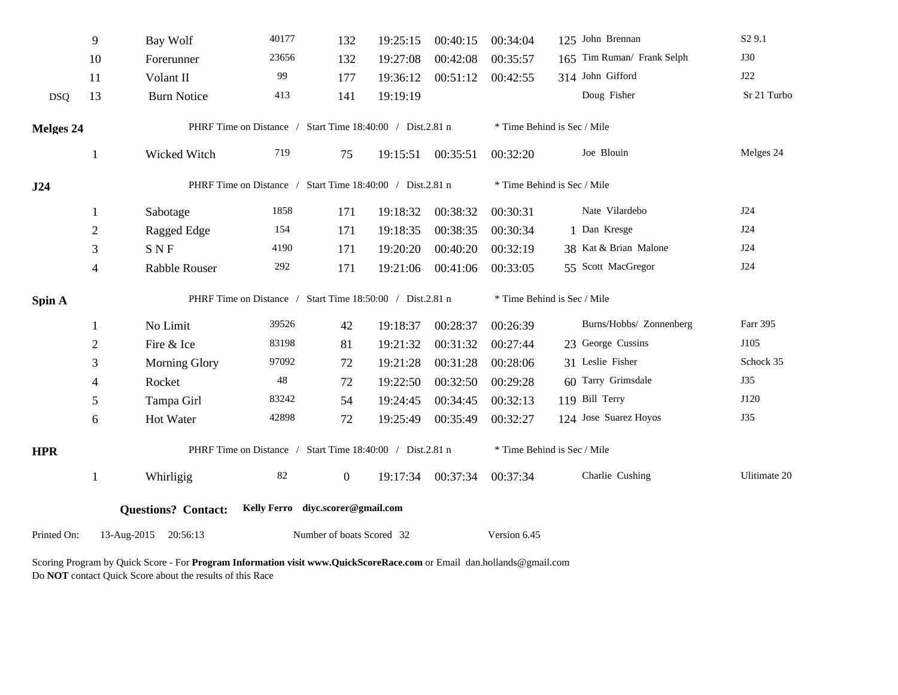| | | | | | | | | | | |
|---|---|---|---|---|---|---|---|---|---|---|
| | 9 | Bay Wolf | 40177 | 132 | 19:25:15 | 00:40:15 | 00:34:04 | 125 | John Brennan | S2 9.1 |
| | 10 | Forerunner | 23656 | 132 | 19:27:08 | 00:42:08 | 00:35:57 | 165 | Tim Ruman/ Frank Selph | J30 |
| | 11 | Volant II | 99 | 177 | 19:36:12 | 00:51:12 | 00:42:55 | 314 | John Gifford | J22 |
| DSQ | 13 | Burn Notice | 413 | 141 | 19:19:19 | | | | Doug Fisher | Sr 21 Turbo |

**Melges 24** PHRF Time on Distance / Start Time 18:40:00 / Dist.2.81 n * Time Behind is Sec / Mile

| | | | | | | | | | |
|---|---|---|---|---|---|---|---|---|---|
| 1 | Wicked Witch | 719 | 75 | 19:15:51 | 00:35:51 | 00:32:20 | | Joe Blouin | Melges 24 |

**J24** PHRF Time on Distance / Start Time 18:40:00 / Dist.2.81 n * Time Behind is Sec / Mile

| | | | | | | | | | |
|---|---|---|---|---|---|---|---|---|---|
| 1 | Sabotage | 1858 | 171 | 19:18:32 | 00:38:32 | 00:30:31 | | Nate Vilardebo | J24 |
| 2 | Ragged Edge | 154 | 171 | 19:18:35 | 00:38:35 | 00:30:34 | 1 | Dan Kresge | J24 |
| 3 | S N F | 4190 | 171 | 19:20:20 | 00:40:20 | 00:32:19 | 38 | Kat & Brian Malone | J24 |
| 4 | Rabble Rouser | 292 | 171 | 19:21:06 | 00:41:06 | 00:33:05 | 55 | Scott MacGregor | J24 |

**Spin A** PHRF Time on Distance / Start Time 18:50:00 / Dist.2.81 n * Time Behind is Sec / Mile

| | | | | | | | | | |
|---|---|---|---|---|---|---|---|---|---|
| 1 | No Limit | 39526 | 42 | 19:18:37 | 00:28:37 | 00:26:39 | | Burns/Hobbs/ Zonnenberg | Farr 395 |
| 2 | Fire & Ice | 83198 | 81 | 19:21:32 | 00:31:32 | 00:27:44 | 23 | George Cussins | J105 |
| 3 | Morning Glory | 97092 | 72 | 19:21:28 | 00:31:28 | 00:28:06 | 31 | Leslie Fisher | Schock 35 |
| 4 | Rocket | 48 | 72 | 19:22:50 | 00:32:50 | 00:29:28 | 60 | Tarry Grimsdale | J35 |
| 5 | Tampa Girl | 83242 | 54 | 19:24:45 | 00:34:45 | 00:32:13 | 119 | Bill Terry | J120 |
| 6 | Hot Water | 42898 | 72 | 19:25:49 | 00:35:49 | 00:32:27 | 124 | Jose Suarez Hoyos | J35 |

**HPR** PHRF Time on Distance / Start Time 18:40:00 / Dist.2.81 n * Time Behind is Sec / Mile

| | | | | | | | | | |
|---|---|---|---|---|---|---|---|---|---|
| 1 | Whirligig | 82 | 0 | 19:17:34 | 00:37:34 | 00:37:34 | | Charlie Cushing | Ultimate 20 |

**Questions? Contact:** **Kelly Ferro diyc.scorer@gmail.com**

Printed On: 13-Aug-2015 20:56:13 Number of boats Scored 32 Version 6.45

Scoring Program by Quick Score - For **Program Information visit www.QuickScoreRace.com** or Email dan.hollands@gmail.com
Do **NOT** contact Quick Score about the results of this Race